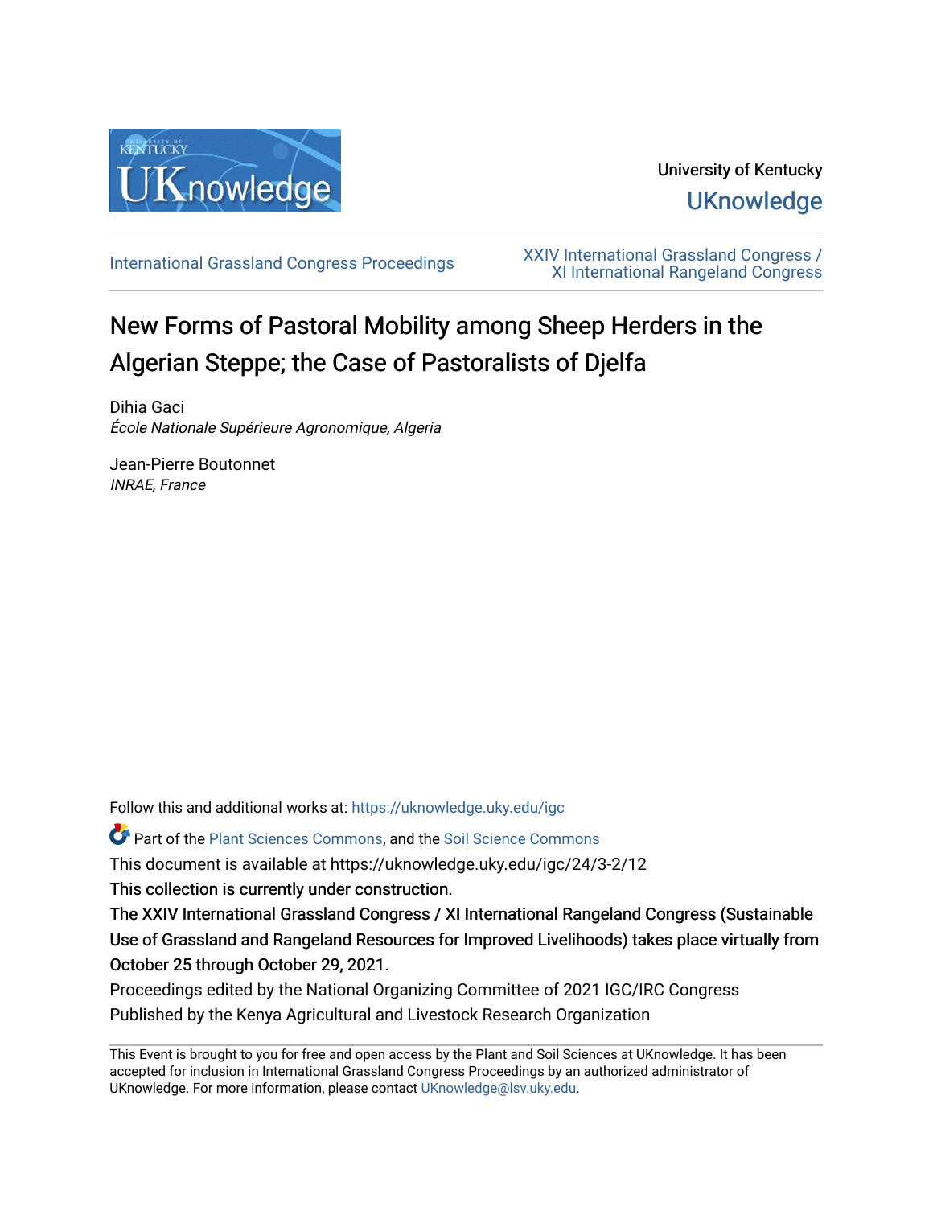University of Kentucky

UKnowledge

International Grassland Congress Proceedings

XXIV International Grassland Congress / XI International Rangeland Congress

# New Forms of Pastoral Mobility among Sheep Herders in the Algerian Steppe; the Case of Pastoralists of Djelfa

Dihia Gaci
*École Nationale Supérieure Agronomique, Algeria*

Jean-Pierre Boutonnet
*INRAE, France*

Follow this and additional works at: https://uknowledge.uky.edu/igc

Part of the Plant Sciences Commons, and the Soil Science Commons

This document is available at https://uknowledge.uky.edu/igc/24/3-2/12

This collection is currently under construction.

The XXIV International Grassland Congress / XI International Rangeland Congress (Sustainable Use of Grassland and Rangeland Resources for Improved Livelihoods) takes place virtually from October 25 through October 29, 2021.

Proceedings edited by the National Organizing Committee of 2021 IGC/IRC Congress

Published by the Kenya Agricultural and Livestock Research Organization

This Event is brought to you for free and open access by the Plant and Soil Sciences at UKnowledge. It has been accepted for inclusion in International Grassland Congress Proceedings by an authorized administrator of UKnowledge. For more information, please contact UKnowledge@lsv.uky.edu.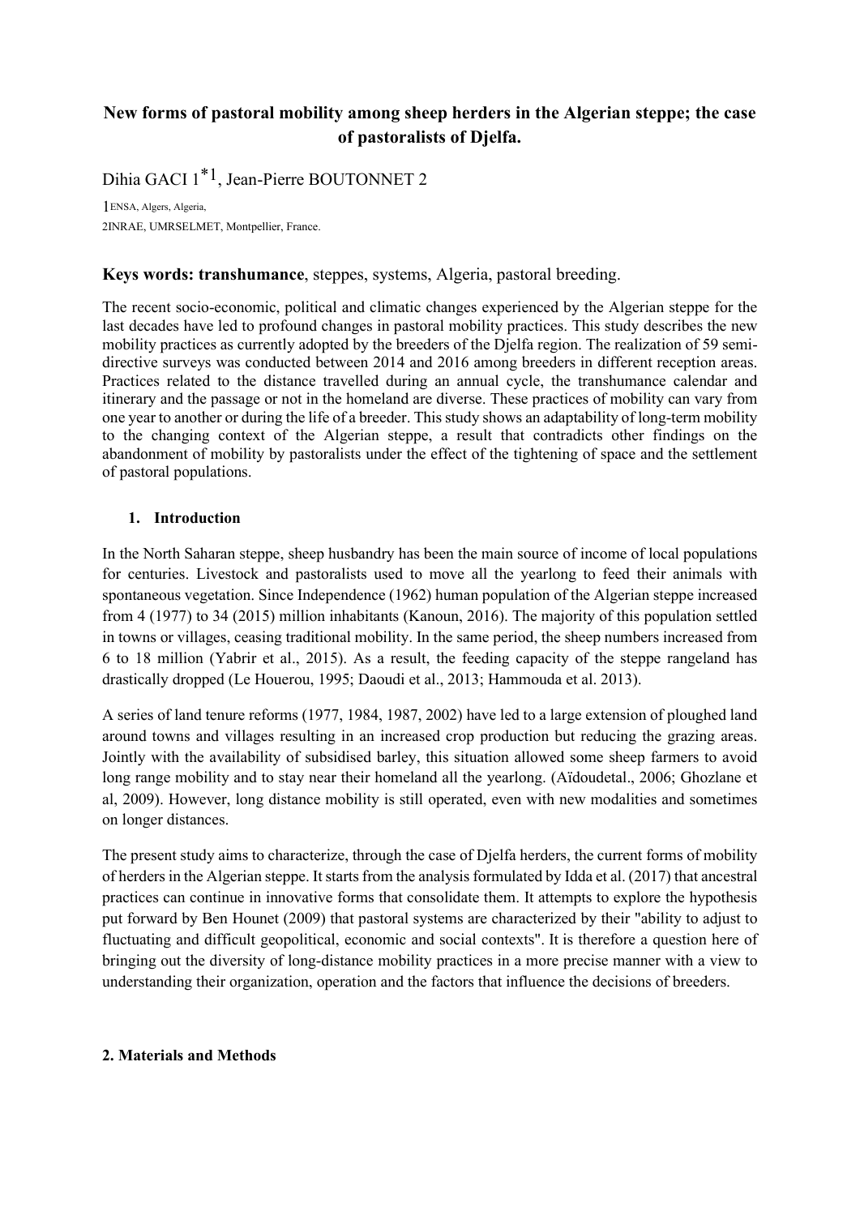# New forms of pastoral mobility among sheep herders in the Algerian steppe; the case of pastoralists of Djelfa.

Dihia GACI 1*[1], Jean-Pierre BOUTONNET 2

[1]ENSA, Algers, Algeria,
2INRAE, UMRSELMET, Montpellier, France.

**Keys words: transhumance**, steppes, systems, Algeria, pastoral breeding.

The recent socio-economic, political and climatic changes experienced by the Algerian steppe for the last decades have led to profound changes in pastoral mobility practices. This study describes the new mobility practices as currently adopted by the breeders of the Djelfa region. The realization of 59 semi-directive surveys was conducted between 2014 and 2016 among breeders in different reception areas. Practices related to the distance travelled during an annual cycle, the transhumance calendar and itinerary and the passage or not in the homeland are diverse. These practices of mobility can vary from one year to another or during the life of a breeder. This study shows an adaptability of long-term mobility to the changing context of the Algerian steppe, a result that contradicts other findings on the abandonment of mobility by pastoralists under the effect of the tightening of space and the settlement of pastoral populations.

## 1. Introduction

In the North Saharan steppe, sheep husbandry has been the main source of income of local populations for centuries. Livestock and pastoralists used to move all the yearlong to feed their animals with spontaneous vegetation. Since Independence (1962) human population of the Algerian steppe increased from 4 (1977) to 34 (2015) million inhabitants (Kanoun, 2016). The majority of this population settled in towns or villages, ceasing traditional mobility. In the same period, the sheep numbers increased from 6 to 18 million (Yabrir et al., 2015). As a result, the feeding capacity of the steppe rangeland has drastically dropped (Le Houerou, 1995; Daoudi et al., 2013; Hammouda et al. 2013).

A series of land tenure reforms (1977, 1984, 1987, 2002) have led to a large extension of ploughed land around towns and villages resulting in an increased crop production but reducing the grazing areas. Jointly with the availability of subsidised barley, this situation allowed some sheep farmers to avoid long range mobility and to stay near their homeland all the yearlong. (Aïdoudetal., 2006; Ghozlane et al, 2009). However, long distance mobility is still operated, even with new modalities and sometimes on longer distances.

The present study aims to characterize, through the case of Djelfa herders, the current forms of mobility of herders in the Algerian steppe. It starts from the analysis formulated by Idda et al. (2017) that ancestral practices can continue in innovative forms that consolidate them. It attempts to explore the hypothesis put forward by Ben Hounet (2009) that pastoral systems are characterized by their "ability to adjust to fluctuating and difficult geopolitical, economic and social contexts". It is therefore a question here of bringing out the diversity of long-distance mobility practices in a more precise manner with a view to understanding their organization, operation and the factors that influence the decisions of breeders.

## 2. Materials and Methods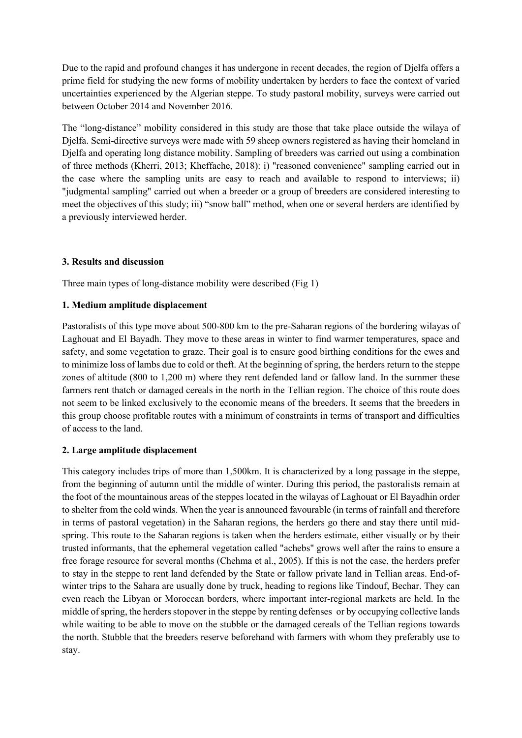Due to the rapid and profound changes it has undergone in recent decades, the region of Djelfa offers a prime field for studying the new forms of mobility undertaken by herders to face the context of varied uncertainties experienced by the Algerian steppe. To study pastoral mobility, surveys were carried out between October 2014 and November 2016.

The "long-distance" mobility considered in this study are those that take place outside the wilaya of Djelfa. Semi-directive surveys were made with 59 sheep owners registered as having their homeland in Djelfa and operating long distance mobility. Sampling of breeders was carried out using a combination of three methods (Kherri, 2013; Kheffache, 2018): i) "reasoned convenience" sampling carried out in the case where the sampling units are easy to reach and available to respond to interviews; ii) "judgmental sampling" carried out when a breeder or a group of breeders are considered interesting to meet the objectives of this study; iii) "snow ball" method, when one or several herders are identified by a previously interviewed herder.

## 3. Results and discussion

Three main types of long-distance mobility were described (Fig 1)

### 1. Medium amplitude displacement

Pastoralists of this type move about 500-800 km to the pre-Saharan regions of the bordering wilayas of Laghouat and El Bayadh. They move to these areas in winter to find warmer temperatures, space and safety, and some vegetation to graze. Their goal is to ensure good birthing conditions for the ewes and to minimize loss of lambs due to cold or theft. At the beginning of spring, the herders return to the steppe zones of altitude (800 to 1,200 m) where they rent defended land or fallow land. In the summer these farmers rent thatch or damaged cereals in the north in the Tellian region. The choice of this route does not seem to be linked exclusively to the economic means of the breeders. It seems that the breeders in this group choose profitable routes with a minimum of constraints in terms of transport and difficulties of access to the land.

### 2. Large amplitude displacement

This category includes trips of more than 1,500km. It is characterized by a long passage in the steppe, from the beginning of autumn until the middle of winter. During this period, the pastoralists remain at the foot of the mountainous areas of the steppes located in the wilayas of Laghouat or El Bayadhin order to shelter from the cold winds. When the year is announced favourable (in terms of rainfall and therefore in terms of pastoral vegetation) in the Saharan regions, the herders go there and stay there until mid-spring. This route to the Saharan regions is taken when the herders estimate, either visually or by their trusted informants, that the ephemeral vegetation called "achebs" grows well after the rains to ensure a free forage resource for several months (Chehma et al., 2005). If this is not the case, the herders prefer to stay in the steppe to rent land defended by the State or fallow private land in Tellian areas. End-of-winter trips to the Sahara are usually done by truck, heading to regions like Tindouf, Bechar. They can even reach the Libyan or Moroccan borders, where important inter-regional markets are held. In the middle of spring, the herders stopover in the steppe by renting defenses or by occupying collective lands while waiting to be able to move on the stubble or the damaged cereals of the Tellian regions towards the north. Stubble that the breeders reserve beforehand with farmers with whom they preferably use to stay.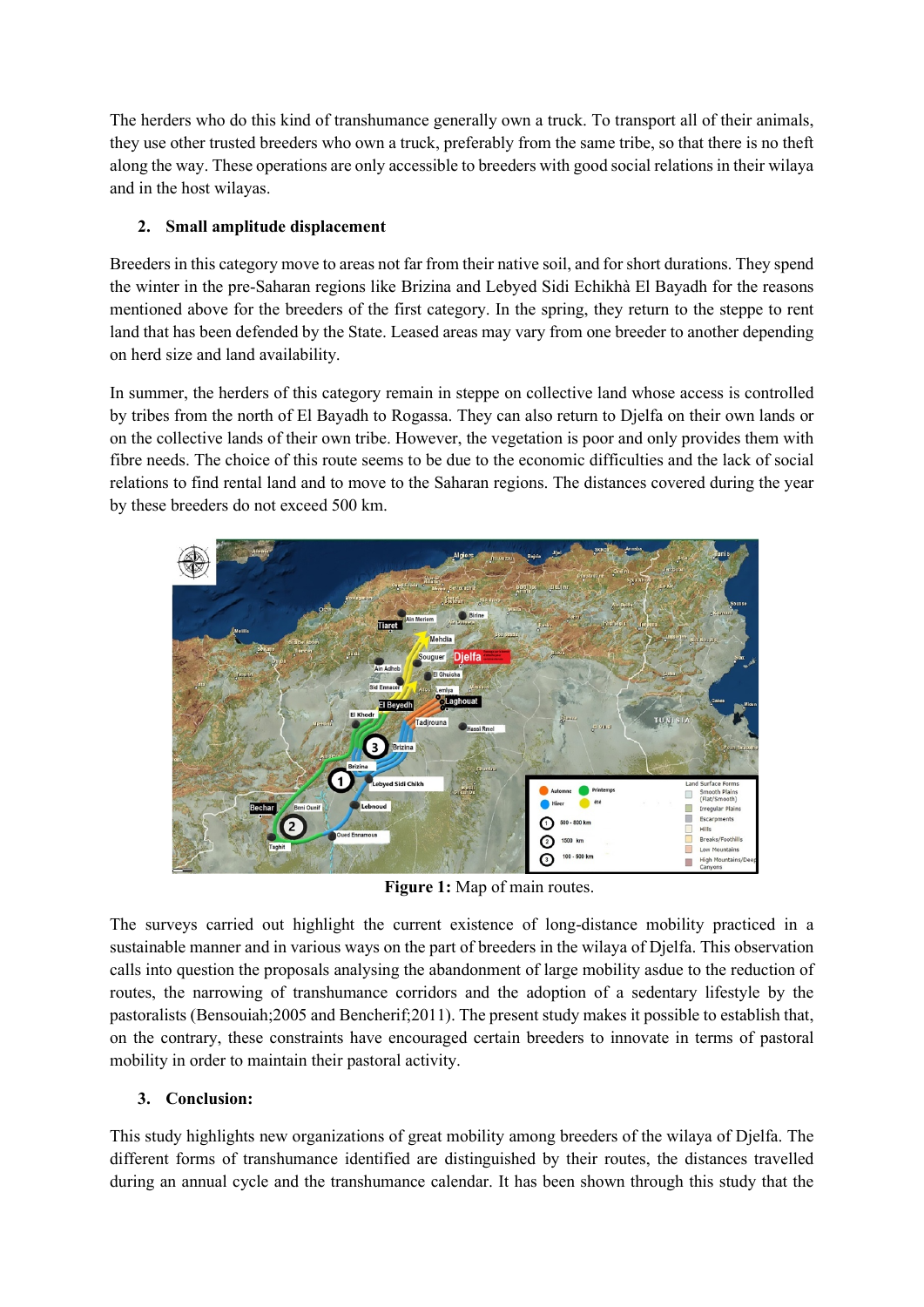The herders who do this kind of transhumance generally own a truck. To transport all of their animals, they use other trusted breeders who own a truck, preferably from the same tribe, so that there is no theft along the way. These operations are only accessible to breeders with good social relations in their wilaya and in the host wilayas.

## 2. Small amplitude displacement

Breeders in this category move to areas not far from their native soil, and for short durations. They spend the winter in the pre-Saharan regions like Brizina and Lebyed Sidi Echikhà El Bayadh for the reasons mentioned above for the breeders of the first category. In the spring, they return to the steppe to rent land that has been defended by the State. Leased areas may vary from one breeder to another depending on herd size and land availability.

In summer, the herders of this category remain in steppe on collective land whose access is controlled by tribes from the north of El Bayadh to Rogassa. They can also return to Djelfa on their own lands or on the collective lands of their own tribe. However, the vegetation is poor and only provides them with fibre needs. The choice of this route seems to be due to the economic difficulties and the lack of social relations to find rental land and to move to the Saharan regions. The distances covered during the year by these breeders do not exceed 500 km.

**Figure 1:** Map of main routes.

The surveys carried out highlight the current existence of long-distance mobility practiced in a sustainable manner and in various ways on the part of breeders in the wilaya of Djelfa. This observation calls into question the proposals analysing the abandonment of large mobility asdue to the reduction of routes, the narrowing of transhumance corridors and the adoption of a sedentary lifestyle by the pastoralists (Bensouiah;2005 and Bencherif;2011). The present study makes it possible to establish that, on the contrary, these constraints have encouraged certain breeders to innovate in terms of pastoral mobility in order to maintain their pastoral activity.

## 3. Conclusion:

This study highlights new organizations of great mobility among breeders of the wilaya of Djelfa. The different forms of transhumance identified are distinguished by their routes, the distances travelled during an annual cycle and the transhumance calendar. It has been shown through this study that the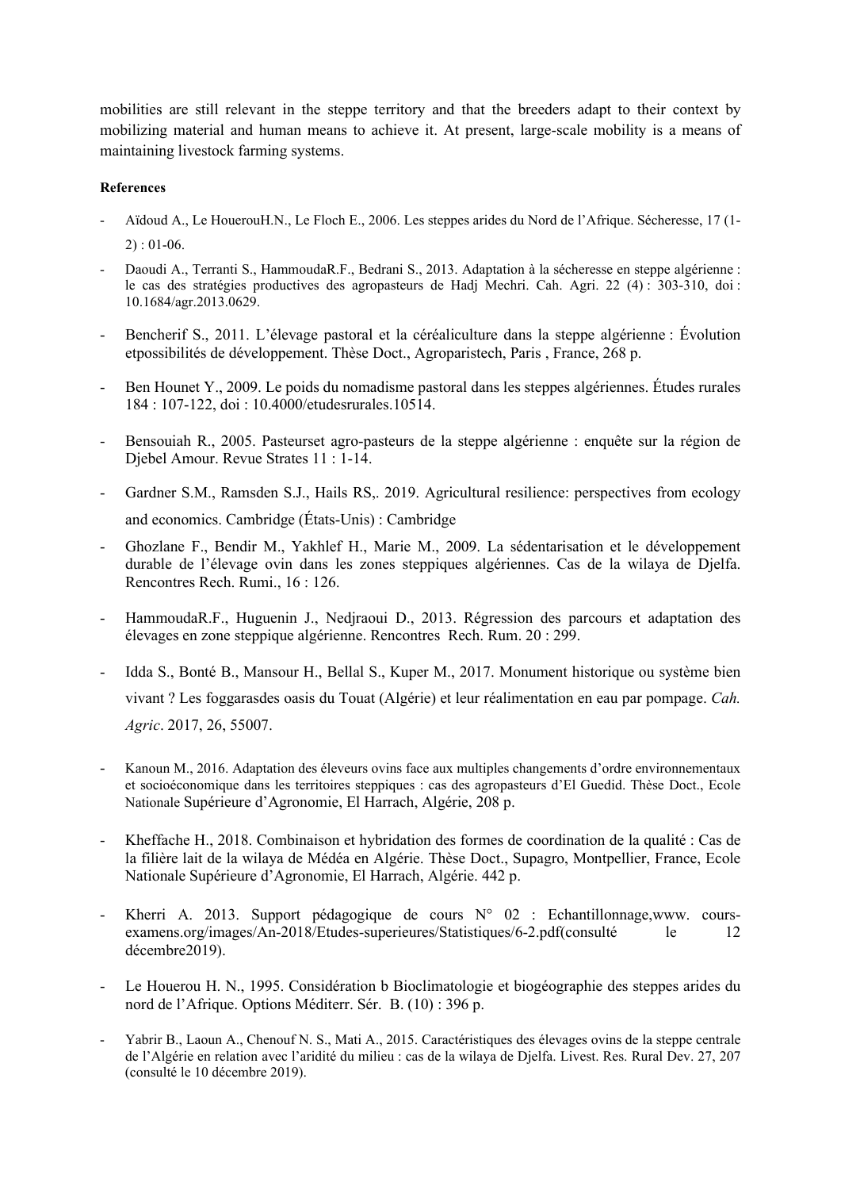mobilities are still relevant in the steppe territory and that the breeders adapt to their context by mobilizing material and human means to achieve it. At present, large-scale mobility is a means of maintaining livestock farming systems.

**References**

- Aïdoud A., Le HouerouH.N., Le Floch E., 2006. Les steppes arides du Nord de l'Afrique. Sécheresse, 17 (1-2) : 01-06.
- Daoudi A., Terranti S., HammoudaR.F., Bedrani S., 2013. Adaptation à la sécheresse en steppe algérienne : le cas des stratégies productives des agropasteurs de Hadj Mechri. Cah. Agri. 22 (4) : 303-310, doi : 10.1684/agr.2013.0629.
- Bencherif S., 2011. L'élevage pastoral et la céréaliculture dans la steppe algérienne : Évolution etpossibilités de développement. Thèse Doct., Agroparistech, Paris , France, 268 p.
- Ben Hounet Y., 2009. Le poids du nomadisme pastoral dans les steppes algériennes. Études rurales 184 : 107-122, doi : 10.4000/etudesrurales.10514.
- Bensouiah R., 2005. Pasteurset agro-pasteurs de la steppe algérienne : enquête sur la région de Djebel Amour. Revue Strates 11 : 1-14.
- Gardner S.M., Ramsden S.J., Hails RS,. 2019. Agricultural resilience: perspectives from ecology and economics. Cambridge (États-Unis) : Cambridge
- Ghozlane F., Bendir M., Yakhlef H., Marie M., 2009. La sédentarisation et le développement durable de l'élevage ovin dans les zones steppiques algériennes. Cas de la wilaya de Djelfa. Rencontres Rech. Rumi., 16 : 126.
- HammoudaR.F., Huguenin J., Nedjraoui D., 2013. Régression des parcours et adaptation des élevages en zone steppique algérienne. Rencontres Rech. Rum. 20 : 299.
- Idda S., Bonté B., Mansour H., Bellal S., Kuper M., 2017. Monument historique ou système bien vivant ? Les foggarasdes oasis du Touat (Algérie) et leur réalimentation en eau par pompage. *Cah. Agric*. 2017, 26, 55007.
- Kanoun M., 2016. Adaptation des éleveurs ovins face aux multiples changements d'ordre environnementaux et socioéconomique dans les territoires steppiques : cas des agropasteurs d'El Guedid. Thèse Doct., Ecole Nationale Supérieure d'Agronomie, El Harrach, Algérie, 208 p.
- Kheffache H., 2018. Combinaison et hybridation des formes de coordination de la qualité : Cas de la filière lait de la wilaya de Médéa en Algérie. Thèse Doct., Supagro, Montpellier, France, Ecole Nationale Supérieure d'Agronomie, El Harrach, Algérie. 442 p.
- Kherri A. 2013. Support pédagogique de cours N° 02 : Echantillonnage,www. cours-examens.org/images/An-2018/Etudes-superieures/Statistiques/6-2.pdf(consulté le 12 décembre2019).
- Le Houerou H. N., 1995. Considération b Bioclimatologie et biogéographie des steppes arides du nord de l'Afrique. Options Méditerr. Sér. B. (10) : 396 p.
- Yabrir B., Laoun A., Chenouf N. S., Mati A., 2015. Caractéristiques des élevages ovins de la steppe centrale de l'Algérie en relation avec l'aridité du milieu : cas de la wilaya de Djelfa. Livest. Res. Rural Dev. 27, 207 (consulté le 10 décembre 2019).